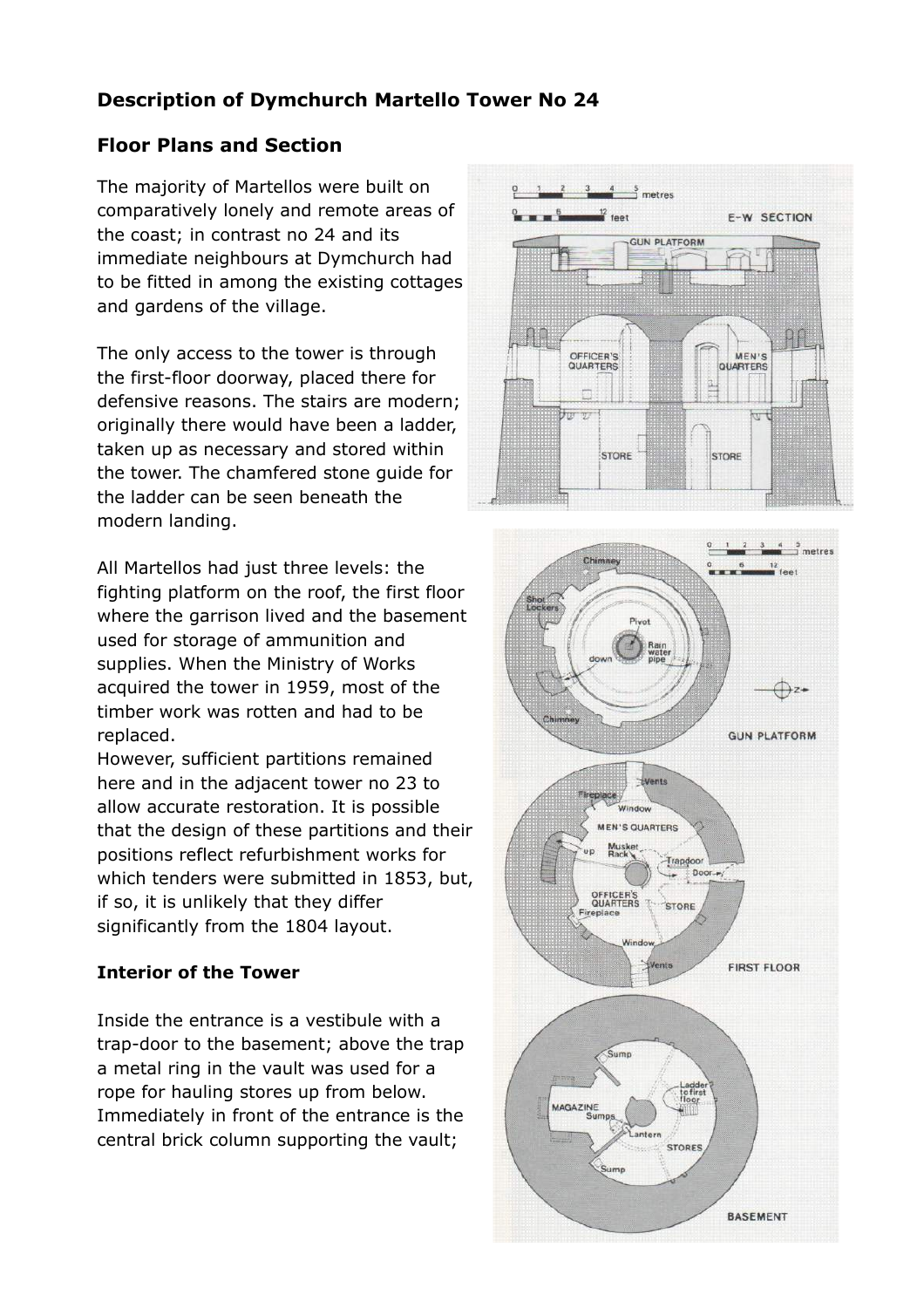# Description of Dymchurch Martello Tower No 24

## Floor Plans and Section

The majority of Martellos were built on comparatively lonely and remote areas of the coast; in contrast no 24 and its immediate neighbours at Dymchurch had to be fitted in among the existing cottages and gardens of the village.

The only access to the tower is through the first-floor doorway, placed there for defensive reasons. The stairs are modern; originally there would have been a ladder, taken up as necessary and stored within the tower. The chamfered stone guide for the ladder can be seen beneath the modern landing.

All Martellos had just three levels: the fighting platform on the roof, the first floor where the garrison lived and the basement used for storage of ammunition and supplies. When the Ministry of Works acquired the tower in 1959, most of the timber work was rotten and had to be replaced.
However, sufficient partitions remained here and in the adjacent tower no 23 to allow accurate restoration. It is possible that the design of these partitions and their positions reflect refurbishment works for which tenders were submitted in 1853, but, if so, it is unlikely that they differ significantly from the 1804 layout.

## Interior of the Tower

Inside the entrance is a vestibule with a trap-door to the basement; above the trap a metal ring in the vault was used for a rope for hauling stores up from below. Immediately in front of the entrance is the central brick column supporting the vault;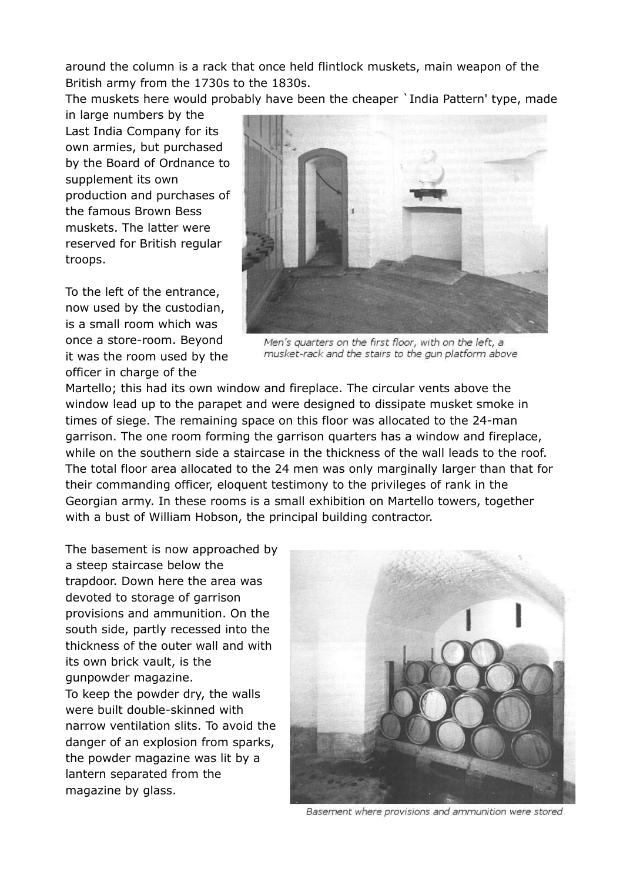around the column is a rack that once held flintlock muskets, main weapon of the British army from the 1730s to the 1830s.

The muskets here would probably have been the cheaper `India Pattern' type, made in large numbers by the Last India Company for its own armies, but purchased by the Board of Ordnance to supplement its own production and purchases of the famous Brown Bess muskets. The latter were reserved for British regular troops.

To the left of the entrance, now used by the custodian, is a small room which was once a store-room. Beyond it was the room used by the officer in charge of the Martello; this had its own window and fireplace. The circular vents above the window lead up to the parapet and were designed to dissipate musket smoke in times of siege. The remaining space on this floor was allocated to the 24-man garrison. The one room forming the garrison quarters has a window and fireplace, while on the southern side a staircase in the thickness of the wall leads to the roof. The total floor area allocated to the 24 men was only marginally larger than that for their commanding officer, eloquent testimony to the privileges of rank in the Georgian army. In these rooms is a small exhibition on Martello towers, together with a bust of William Hobson, the principal building contractor.

*Men's quarters on the first floor, with on the left, a musket-rack and the stairs to the gun platform above*

The basement is now approached by a steep staircase below the trapdoor. Down here the area was devoted to storage of garrison provisions and ammunition. On the south side, partly recessed into the thickness of the outer wall and with its own brick vault, is the gunpowder magazine.

To keep the powder dry, the walls were built double-skinned with narrow ventilation slits. To avoid the danger of an explosion from sparks, the powder magazine was lit by a lantern separated from the magazine by glass.

*Basement where provisions and ammunition were stored*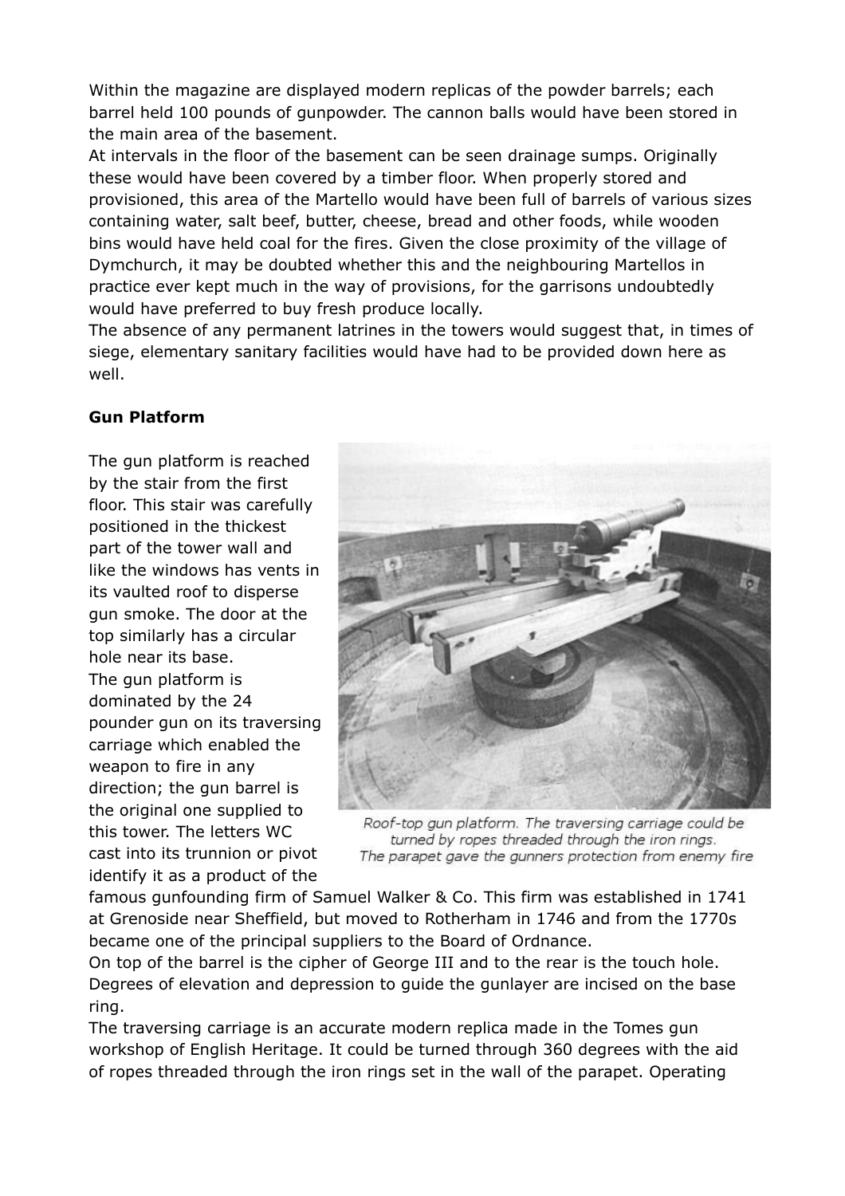Within the magazine are displayed modern replicas of the powder barrels; each barrel held 100 pounds of gunpowder. The cannon balls would have been stored in the main area of the basement.

At intervals in the floor of the basement can be seen drainage sumps. Originally these would have been covered by a timber floor. When properly stored and provisioned, this area of the Martello would have been full of barrels of various sizes containing water, salt beef, butter, cheese, bread and other foods, while wooden bins would have held coal for the fires. Given the close proximity of the village of Dymchurch, it may be doubted whether this and the neighbouring Martellos in practice ever kept much in the way of provisions, for the garrisons undoubtedly would have preferred to buy fresh produce locally.

The absence of any permanent latrines in the towers would suggest that, in times of siege, elementary sanitary facilities would have had to be provided down here as well.

**Gun Platform**

The gun platform is reached by the stair from the first floor. This stair was carefully positioned in the thickest part of the tower wall and like the windows has vents in its vaulted roof to disperse gun smoke. The door at the top similarly has a circular hole near its base.

The gun platform is dominated by the 24 pounder gun on its traversing carriage which enabled the weapon to fire in any direction; the gun barrel is the original one supplied to this tower. The letters WC cast into its trunnion or pivot identify it as a product of the famous gunfounding firm of Samuel Walker & Co. This firm was established in 1741 at Grenoside near Sheffield, but moved to Rotherham in 1746 and from the 1770s became one of the principal suppliers to the Board of Ordnance.

*Roof-top gun platform. The traversing carriage could be turned by ropes threaded through the iron rings. The parapet gave the gunners protection from enemy fire*

On top of the barrel is the cipher of George III and to the rear is the touch hole. Degrees of elevation and depression to guide the gunlayer are incised on the base ring.

The traversing carriage is an accurate modern replica made in the Tomes gun workshop of English Heritage. It could be turned through 360 degrees with the aid of ropes threaded through the iron rings set in the wall of the parapet. Operating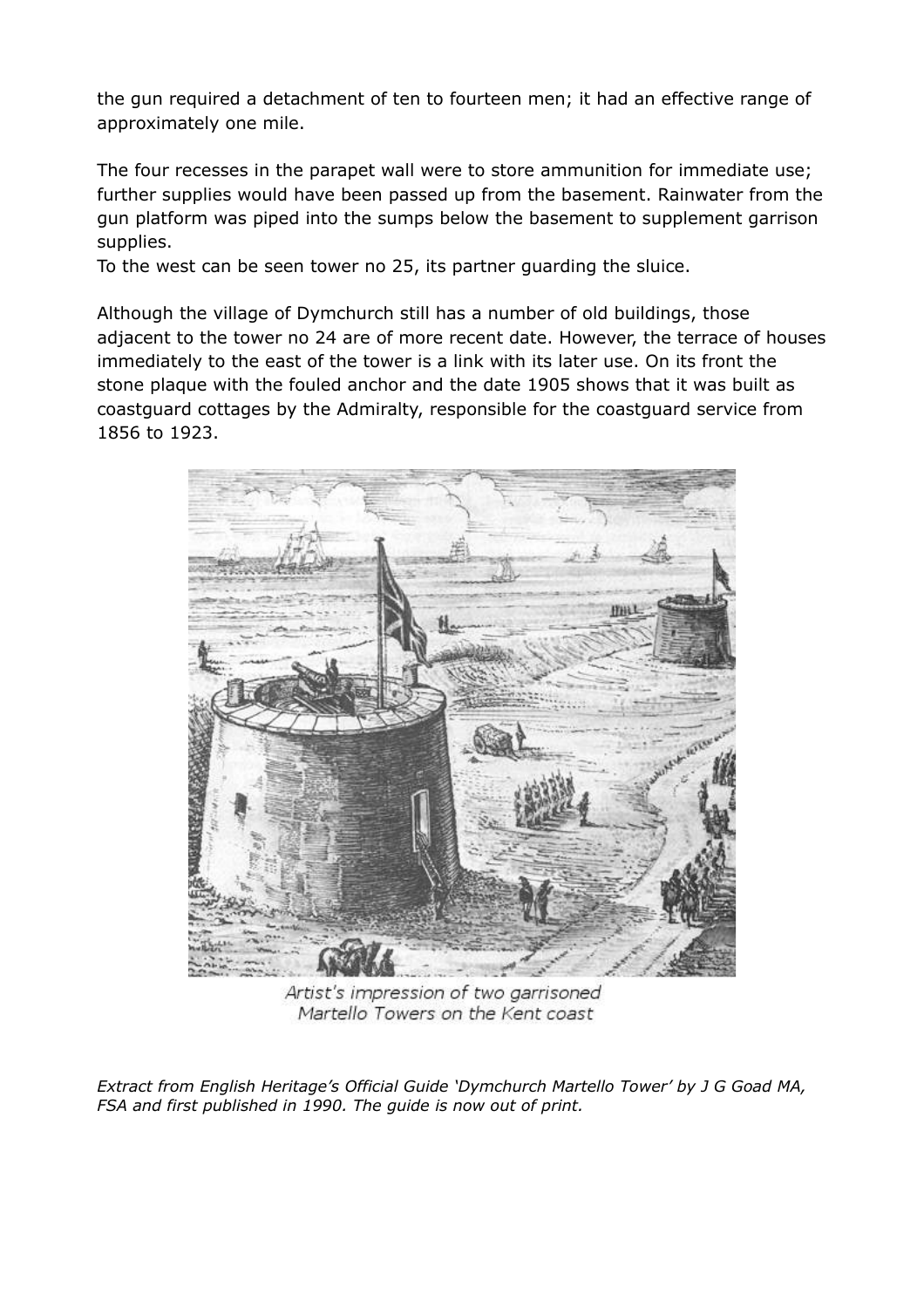the gun required a detachment of ten to fourteen men; it had an effective range of approximately one mile.

The four recesses in the parapet wall were to store ammunition for immediate use; further supplies would have been passed up from the basement. Rainwater from the gun platform was piped into the sumps below the basement to supplement garrison supplies.
To the west can be seen tower no 25, its partner guarding the sluice.

Although the village of Dymchurch still has a number of old buildings, those adjacent to the tower no 24 are of more recent date. However, the terrace of houses immediately to the east of the tower is a link with its later use. On its front the stone plaque with the fouled anchor and the date 1905 shows that it was built as coastguard cottages by the Admiralty, responsible for the coastguard service from 1856 to 1923.

Artist's impression of two garrisoned Martello Towers on the Kent coast

*Extract from English Heritage's Official Guide 'Dymchurch Martello Tower' by J G Goad MA, FSA and first published in 1990. The guide is now out of print.*